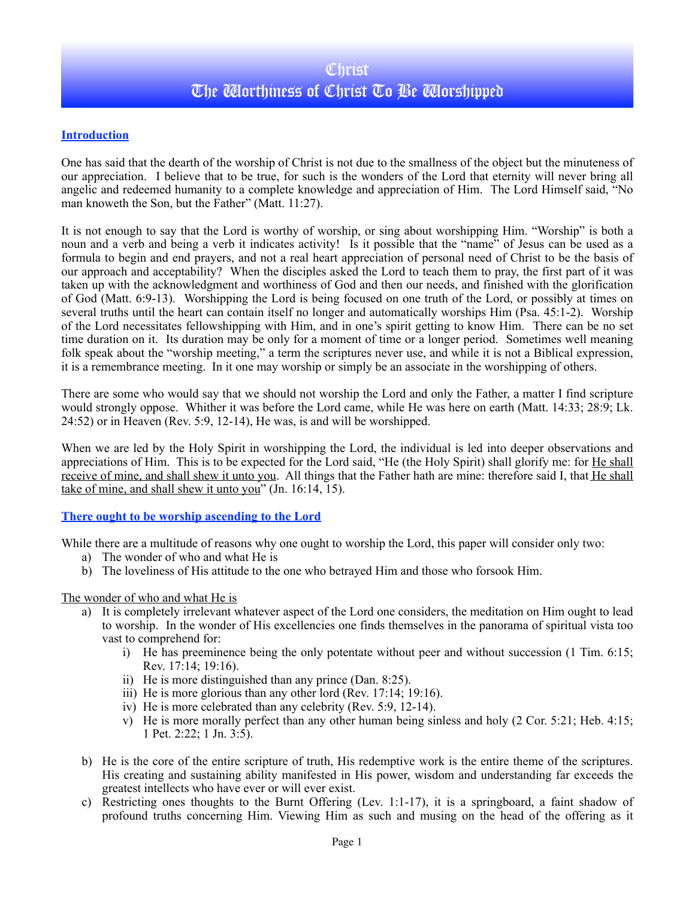# Christ
# The Worthiness of Christ To Be Worshipped

## Introduction

One has said that the dearth of the worship of Christ is not due to the smallness of the object but the minuteness of our appreciation. I believe that to be true, for such is the wonders of the Lord that eternity will never bring all angelic and redeemed humanity to a complete knowledge and appreciation of Him. The Lord Himself said, "No man knoweth the Son, but the Father" (Matt. 11:27).

It is not enough to say that the Lord is worthy of worship, or sing about worshipping Him. "Worship" is both a noun and a verb and being a verb it indicates activity! Is it possible that the "name" of Jesus can be used as a formula to begin and end prayers, and not a real heart appreciation of personal need of Christ to be the basis of our approach and acceptability? When the disciples asked the Lord to teach them to pray, the first part of it was taken up with the acknowledgment and worthiness of God and then our needs, and finished with the glorification of God (Matt. 6:9-13). Worshipping the Lord is being focused on one truth of the Lord, or possibly at times on several truths until the heart can contain itself no longer and automatically worships Him (Psa. 45:1-2). Worship of the Lord necessitates fellowshipping with Him, and in one's spirit getting to know Him. There can be no set time duration on it. Its duration may be only for a moment of time or a longer period. Sometimes well meaning folk speak about the "worship meeting," a term the scriptures never use, and while it is not a Biblical expression, it is a remembrance meeting. In it one may worship or simply be an associate in the worshipping of others.

There are some who would say that we should not worship the Lord and only the Father, a matter I find scripture would strongly oppose. Whither it was before the Lord came, while He was here on earth (Matt. 14:33; 28:9; Lk. 24:52) or in Heaven (Rev. 5:9, 12-14), He was, is and will be worshipped.

When we are led by the Holy Spirit in worshipping the Lord, the individual is led into deeper observations and appreciations of Him. This is to be expected for the Lord said, "He (the Holy Spirit) shall glorify me: for <u>He shall receive of mine, and shall shew it unto you</u>. All things that the Father hath are mine: therefore said I, that <u>He shall take of mine, and shall shew it unto you</u>" (Jn. 16:14, 15).

## There ought to be worship ascending to the Lord

While there are a multitude of reasons why one ought to worship the Lord, this paper will consider only two:

a) The wonder of who and what He is
b) The loveliness of His attitude to the one who betrayed Him and those who forsook Him.

<u>The wonder of who and what He is</u>

a) It is completely irrelevant whatever aspect of the Lord one considers, the meditation on Him ought to lead to worship. In the wonder of His excellencies one finds themselves in the panorama of spiritual vista too vast to comprehend for:
   i) He has preeminence being the only potentate without peer and without succession (1 Tim. 6:15; Rev. 17:14; 19:16).
   ii) He is more distinguished than any prince (Dan. 8:25).
   iii) He is more glorious than any other lord (Rev. 17:14; 19:16).
   iv) He is more celebrated than any celebrity (Rev. 5:9, 12-14).
   v) He is more morally perfect than any other human being sinless and holy (2 Cor. 5:21; Heb. 4:15; 1 Pet. 2:22; 1 Jn. 3:5).

b) He is the core of the entire scripture of truth, His redemptive work is the entire theme of the scriptures. His creating and sustaining ability manifested in His power, wisdom and understanding far exceeds the greatest intellects who have ever or will ever exist.

c) Restricting ones thoughts to the Burnt Offering (Lev. 1:1-17), it is a springboard, a faint shadow of profound truths concerning Him. Viewing Him as such and musing on the head of the offering as it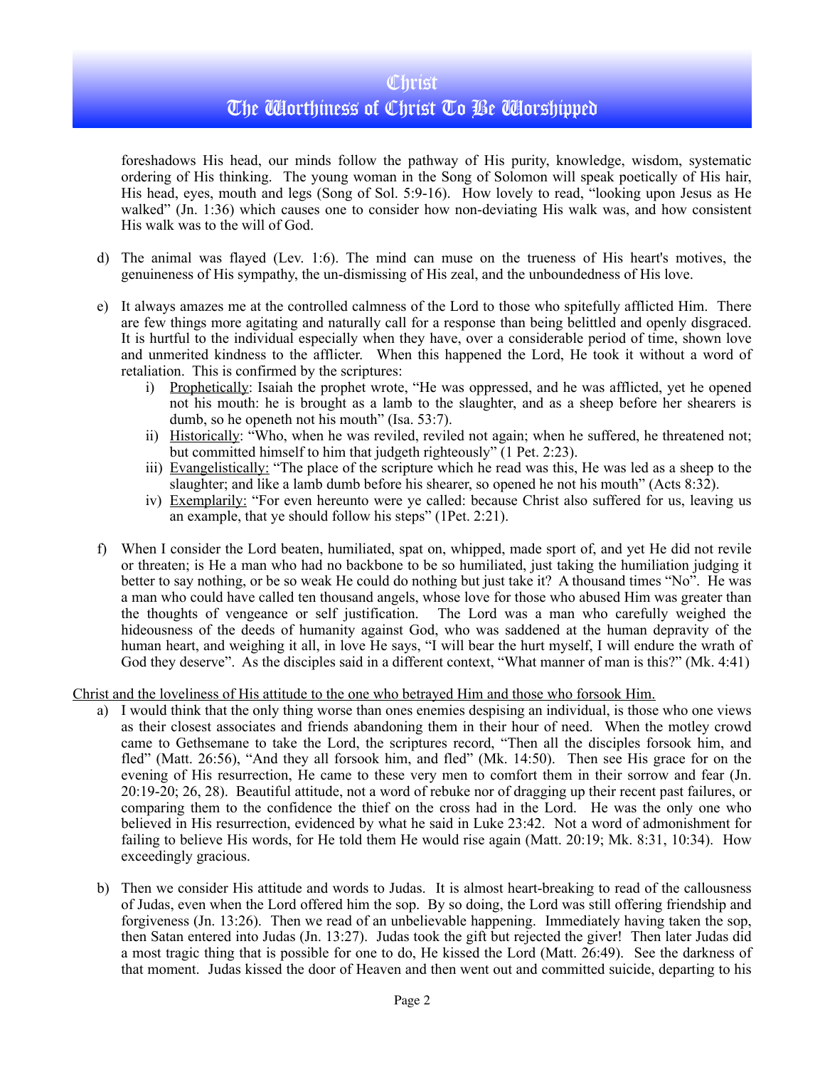foreshadows His head, our minds follow the pathway of His purity, knowledge, wisdom, systematic ordering of His thinking. The young woman in the Song of Solomon will speak poetically of His hair, His head, eyes, mouth and legs (Song of Sol. 5:9-16). How lovely to read, "looking upon Jesus as He walked" (Jn. 1:36) which causes one to consider how non-deviating His walk was, and how consistent His walk was to the will of God.

d) The animal was flayed (Lev. 1:6). The mind can muse on the trueness of His heart's motives, the genuineness of His sympathy, the un-dismissing of His zeal, and the unboundedness of His love.

e) It always amazes me at the controlled calmness of the Lord to those who spitefully afflicted Him. There are few things more agitating and naturally call for a response than being belittled and openly disgraced. It is hurtful to the individual especially when they have, over a considerable period of time, shown love and unmerited kindness to the afflicter. When this happened the Lord, He took it without a word of retaliation. This is confirmed by the scriptures:
   i) <u>Prophetically</u>: Isaiah the prophet wrote, "He was oppressed, and he was afflicted, yet he opened not his mouth: he is brought as a lamb to the slaughter, and as a sheep before her shearers is dumb, so he openeth not his mouth" (Isa. 53:7).
   ii) <u>Historically</u>: "Who, when he was reviled, reviled not again; when he suffered, he threatened not; but committed himself to him that judgeth righteously" (1 Pet. 2:23).
   iii) <u>Evangelistically:</u> "The place of the scripture which he read was this, He was led as a sheep to the slaughter; and like a lamb dumb before his shearer, so opened he not his mouth" (Acts 8:32).
   iv) <u>Exemplarily:</u> "For even hereunto were ye called: because Christ also suffered for us, leaving us an example, that ye should follow his steps" (1Pet. 2:21).

f) When I consider the Lord beaten, humiliated, spat on, whipped, made sport of, and yet He did not revile or threaten; is He a man who had no backbone to be so humiliated, just taking the humiliation judging it better to say nothing, or be so weak He could do nothing but just take it? A thousand times "No". He was a man who could have called ten thousand angels, whose love for those who abused Him was greater than the thoughts of vengeance or self justification. The Lord was a man who carefully weighed the hideousness of the deeds of humanity against God, who was saddened at the human depravity of the human heart, and weighing it all, in love He says, "I will bear the hurt myself, I will endure the wrath of God they deserve". As the disciples said in a different context, "What manner of man is this?" (Mk. 4:41)

<u>Christ and the loveliness of His attitude to the one who betrayed Him and those who forsook Him.</u>

a) I would think that the only thing worse than ones enemies despising an individual, is those who one views as their closest associates and friends abandoning them in their hour of need. When the motley crowd came to Gethsemane to take the Lord, the scriptures record, "Then all the disciples forsook him, and fled" (Matt. 26:56), "And they all forsook him, and fled" (Mk. 14:50). Then see His grace for on the evening of His resurrection, He came to these very men to comfort them in their sorrow and fear (Jn. 20:19-20; 26, 28). Beautiful attitude, not a word of rebuke nor of dragging up their recent past failures, or comparing them to the confidence the thief on the cross had in the Lord. He was the only one who believed in His resurrection, evidenced by what he said in Luke 23:42. Not a word of admonishment for failing to believe His words, for He told them He would rise again (Matt. 20:19; Mk. 8:31, 10:34). How exceedingly gracious.

b) Then we consider His attitude and words to Judas. It is almost heart-breaking to read of the callousness of Judas, even when the Lord offered him the sop. By so doing, the Lord was still offering friendship and forgiveness (Jn. 13:26). Then we read of an unbelievable happening. Immediately having taken the sop, then Satan entered into Judas (Jn. 13:27). Judas took the gift but rejected the giver! Then later Judas did a most tragic thing that is possible for one to do, He kissed the Lord (Matt. 26:49). See the darkness of that moment. Judas kissed the door of Heaven and then went out and committed suicide, departing to his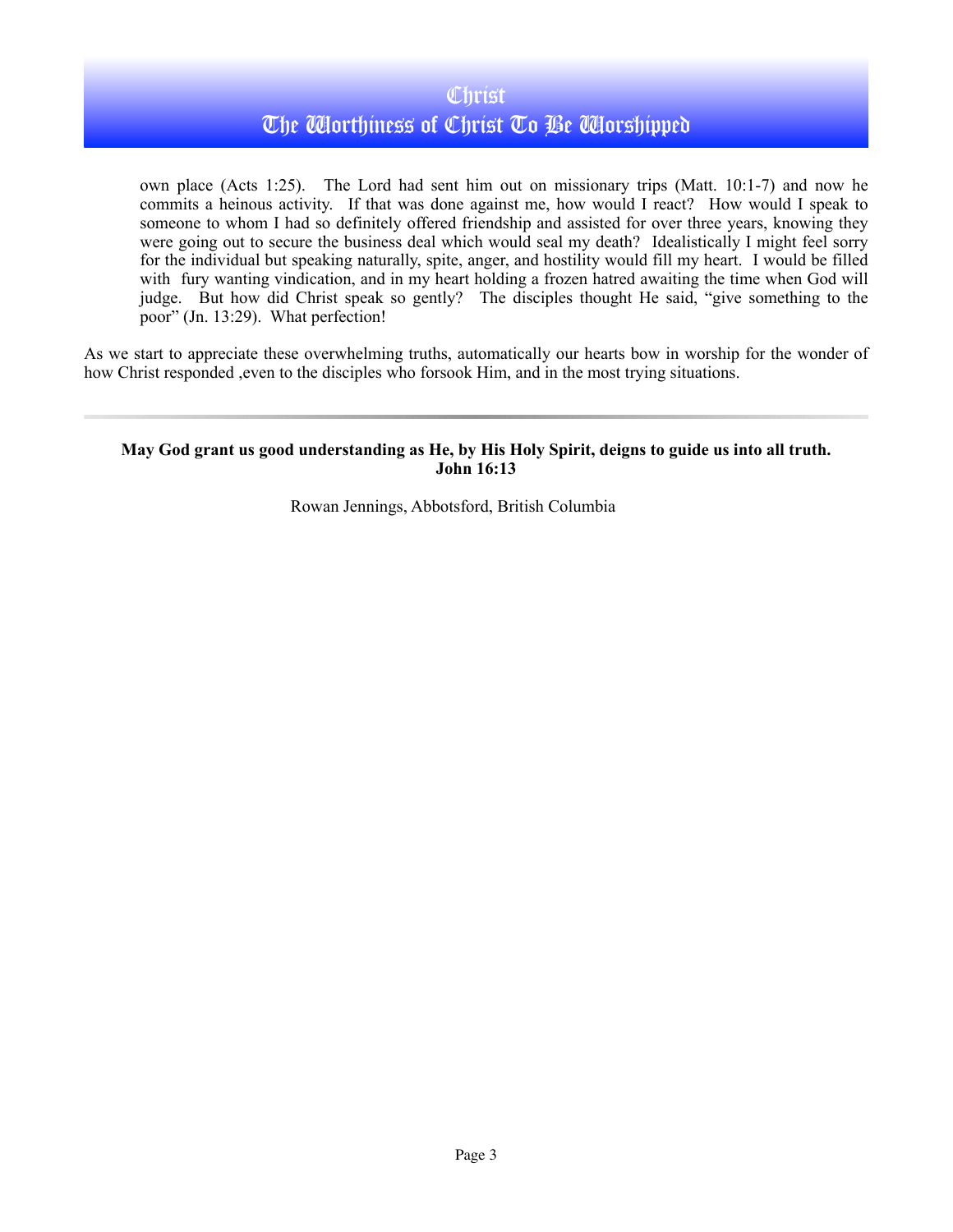own place (Acts 1:25). The Lord had sent him out on missionary trips (Matt. 10:1-7) and now he commits a heinous activity. If that was done against me, how would I react? How would I speak to someone to whom I had so definitely offered friendship and assisted for over three years, knowing they were going out to secure the business deal which would seal my death? Idealistically I might feel sorry for the individual but speaking naturally, spite, anger, and hostility would fill my heart. I would be filled with fury wanting vindication, and in my heart holding a frozen hatred awaiting the time when God will judge. But how did Christ speak so gently? The disciples thought He said, "give something to the poor" (Jn. 13:29). What perfection!

As we start to appreciate these overwhelming truths, automatically our hearts bow in worship for the wonder of how Christ responded ,even to the disciples who forsook Him, and in the most trying situations.

---

**May God grant us good understanding as He, by His Holy Spirit, deigns to guide us into all truth. John 16:13**

Rowan Jennings, Abbotsford, British Columbia